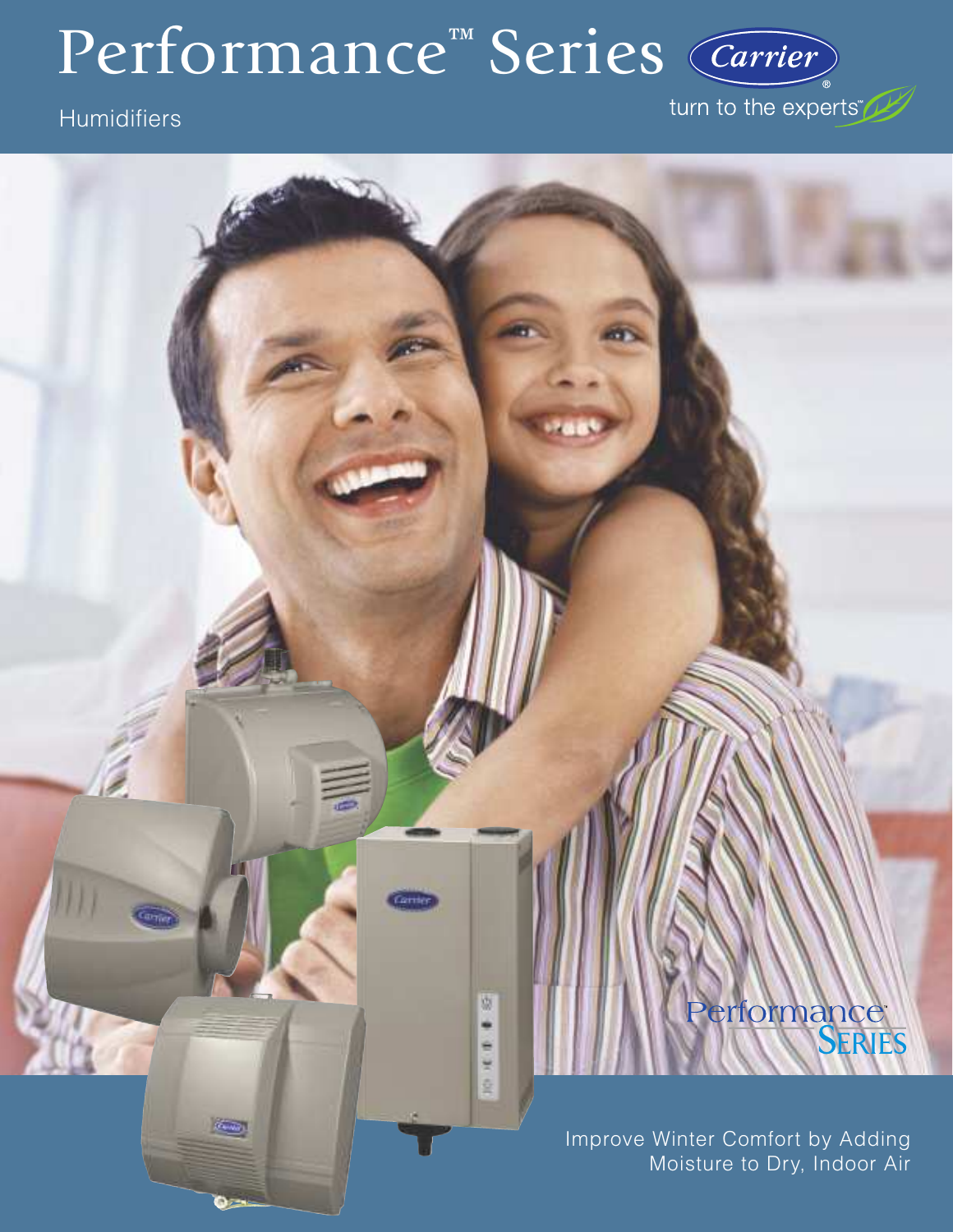# Performance™ Series

Humidifiers

Carrier®

turn to the experts™

Performance™ SERIES

Improve Winter Comfort by Adding Moisture to Dry, Indoor Air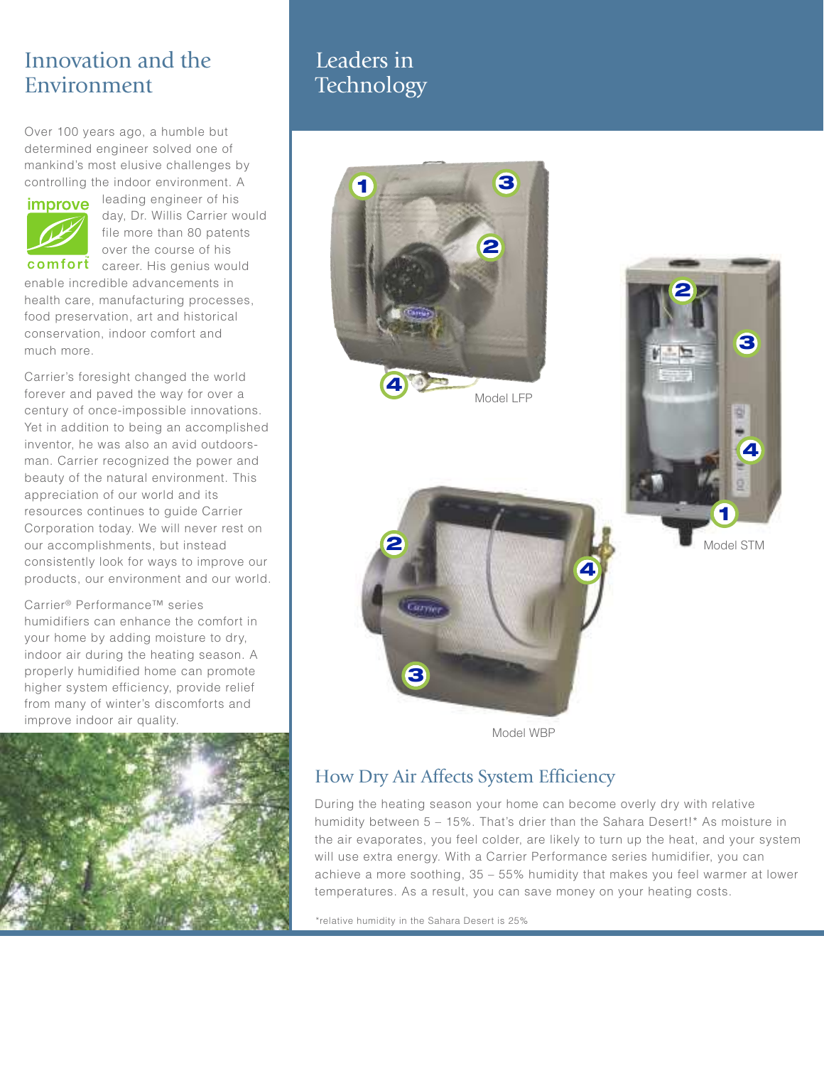## Innovation and the Environment

Over 100 years ago, a humble but determined engineer solved one of mankind's most elusive challenges by controlling the indoor environment. A leading engineer of his day, Dr. Willis Carrier would file more than 80 patents over the course of his career. His genius would enable incredible advancements in health care, manufacturing processes, food preservation, art and historical conservation, indoor comfort and much more.

improve comfort™

Carrier's foresight changed the world forever and paved the way for over a century of once-impossible innovations. Yet in addition to being an accomplished inventor, he was also an avid outdoorsman. Carrier recognized the power and beauty of the natural environment. This appreciation of our world and its resources continues to guide Carrier Corporation today. We will never rest on our accomplishments, but instead consistently look for ways to improve our products, our environment and our world.

Carrier® Performance™ series humidifiers can enhance the comfort in your home by adding moisture to dry, indoor air during the heating season. A properly humidified home can promote higher system efficiency, provide relief from many of winter's discomforts and improve indoor air quality.

## Leaders in Technology

Model LFP

Model STM

Model WBP

### How Dry Air Affects System Efficiency

During the heating season your home can become overly dry with relative humidity between 5 – 15%. That's drier than the Sahara Desert!* As moisture in the air evaporates, you feel colder, are likely to turn up the heat, and your system will use extra energy. With a Carrier Performance series humidifier, you can achieve a more soothing, 35 – 55% humidity that makes you feel warmer at lower temperatures. As a result, you can save money on your heating costs.

*relative humidity in the Sahara Desert is 25%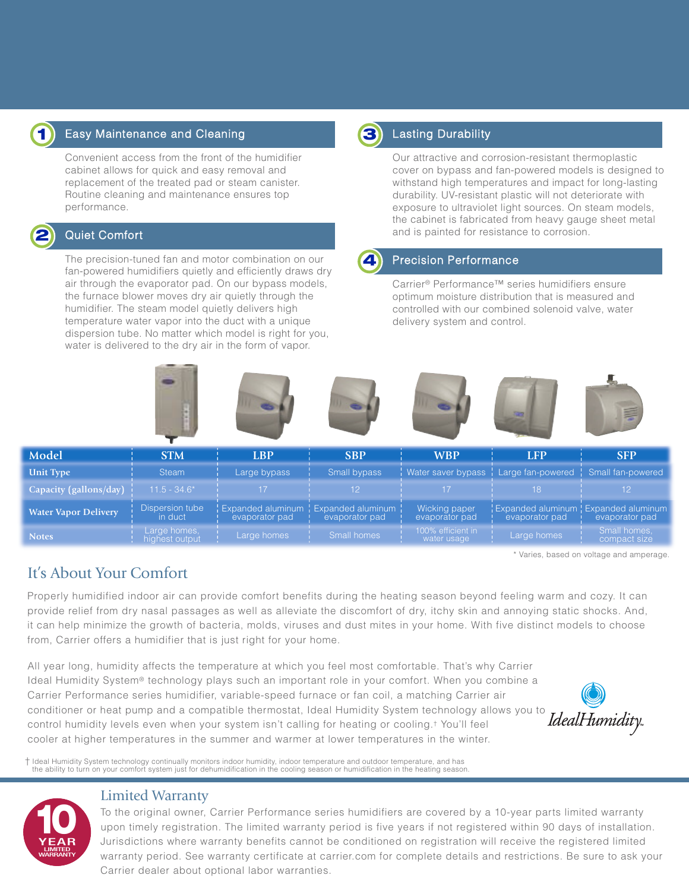## 1 Easy Maintenance and Cleaning

Convenient access from the front of the humidifier cabinet allows for quick and easy removal and replacement of the treated pad or steam canister. Routine cleaning and maintenance ensures top performance.

## 2 Quiet Comfort

The precision-tuned fan and motor combination on our fan-powered humidifiers quietly and efficiently draws dry air through the evaporator pad. On our bypass models, the furnace blower moves dry air quietly through the humidifier. The steam model quietly delivers high temperature water vapor into the duct with a unique dispersion tube. No matter which model is right for you, water is delivered to the dry air in the form of vapor.

## 3 Lasting Durability

Our attractive and corrosion-resistant thermoplastic cover on bypass and fan-powered models is designed to withstand high temperatures and impact for long-lasting durability. UV-resistant plastic will not deteriorate with exposure to ultraviolet light sources. On steam models, the cabinet is fabricated from heavy gauge sheet metal and is painted for resistance to corrosion.

## 4 Precision Performance

Carrier® Performance™ series humidifiers ensure optimum moisture distribution that is measured and controlled with our combined solenoid valve, water delivery system and control.

| Model | STM | LBP | SBP | WBP | LFP | SFP |
|---|---|---|---|---|---|---|
| Unit Type | Steam | Large bypass | Small bypass | Water saver bypass | Large fan-powered | Small fan-powered |
| Capacity (gallons/day) | 11.5 - 34.6* | 17 | 12 | 17 | 18 | 12 |
| Water Vapor Delivery | Dispersion tube in duct | Expanded aluminum evaporator pad | Expanded aluminum evaporator pad | Wicking paper evaporator pad | Expanded aluminum evaporator pad | Expanded aluminum evaporator pad |
| Notes | Large homes, highest output | Large homes | Small homes | 100% efficient in water usage | Large homes | Small homes, compact size |

* Varies, based on voltage and amperage.

## It's About Your Comfort

Properly humidified indoor air can provide comfort benefits during the heating season beyond feeling warm and cozy. It can provide relief from dry nasal passages as well as alleviate the discomfort of dry, itchy skin and annoying static shocks. And, it can help minimize the growth of bacteria, molds, viruses and dust mites in your home. With five distinct models to choose from, Carrier offers a humidifier that is just right for your home.

All year long, humidity affects the temperature at which you feel most comfortable. That's why Carrier Ideal Humidity System® technology plays such an important role in your comfort. When you combine a Carrier Performance series humidifier, variable-speed furnace or fan coil, a matching Carrier air conditioner or heat pump and a compatible thermostat, Ideal Humidity System technology allows you to control humidity levels even when your system isn't calling for heating or cooling.† You'll feel cooler at higher temperatures in the summer and warmer at lower temperatures in the winter.

IdealHumidity

† Ideal Humidity System technology continually monitors indoor humidity, indoor temperature and outdoor temperature, and has the ability to turn on your comfort system just for dehumidification in the cooling season or humidification in the heating season.

## Limited Warranty

10 YEAR LIMITED WARRANTY

To the original owner, Carrier Performance series humidifiers are covered by a 10-year parts limited warranty upon timely registration. The limited warranty period is five years if not registered within 90 days of installation. Jurisdictions where warranty benefits cannot be conditioned on registration will receive the registered limited warranty period. See warranty certificate at carrier.com for complete details and restrictions. Be sure to ask your Carrier dealer about optional labor warranties.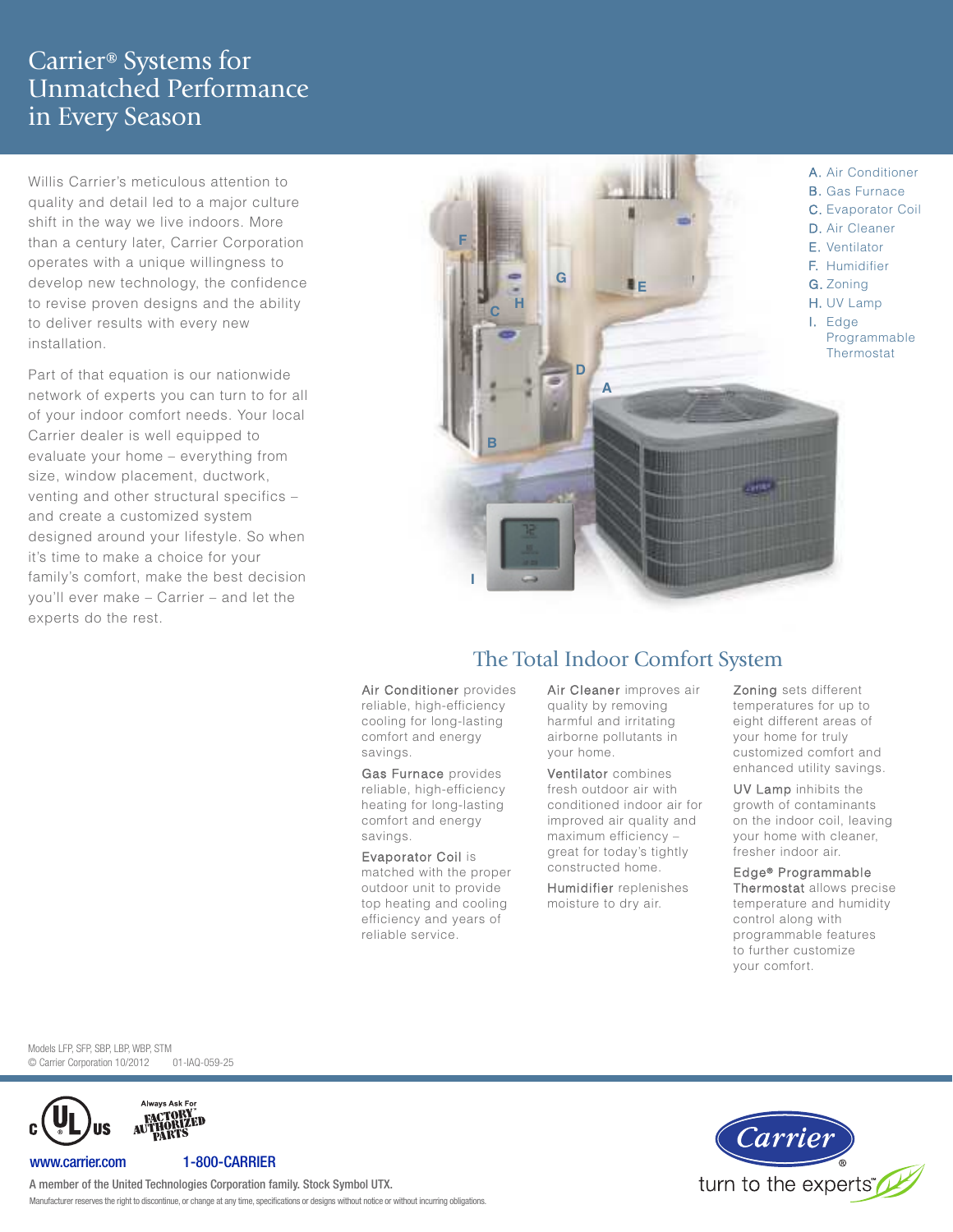# Carrier® Systems for Unmatched Performance in Every Season

Willis Carrier's meticulous attention to quality and detail led to a major culture shift in the way we live indoors. More than a century later, Carrier Corporation operates with a unique willingness to develop new technology, the confidence to revise proven designs and the ability to deliver results with every new installation.

Part of that equation is our nationwide network of experts you can turn to for all of your indoor comfort needs. Your local Carrier dealer is well equipped to evaluate your home – everything from size, window placement, ductwork, venting and other structural specifics – and create a customized system designed around your lifestyle. So when it's time to make a choice for your family's comfort, make the best decision you'll ever make – Carrier – and let the experts do the rest.

A. Air Conditioner
B. Gas Furnace
C. Evaporator Coil
D. Air Cleaner
E. Ventilator
F. Humidifier
G. Zoning
H. UV Lamp
I. Edge Programmable Thermostat

## The Total Indoor Comfort System

**Air Conditioner** provides reliable, high-efficiency cooling for long-lasting comfort and energy savings.

**Gas Furnace** provides reliable, high-efficiency heating for long-lasting comfort and energy savings.

**Evaporator Coil** is matched with the proper outdoor unit to provide top heating and cooling efficiency and years of reliable service.

**Air Cleaner** improves air quality by removing harmful and irritating airborne pollutants in your home.

**Ventilator** combines fresh outdoor air with conditioned indoor air for improved air quality and maximum efficiency – great for today's tightly constructed home.

**Humidifier** replenishes moisture to dry air.

**Zoning** sets different temperatures for up to eight different areas of your home for truly customized comfort and enhanced utility savings.

**UV Lamp** inhibits the growth of contaminants on the indoor coil, leaving your home with cleaner, fresher indoor air.

**Edge® Programmable Thermostat** allows precise temperature and humidity control along with programmable features to further customize your comfort.

Models LFP, SFP, SBP, LBP, WBP, STM
© Carrier Corporation 10/2012 01-IAQ-059-25

Always Ask For FACTORY AUTHORIZED PARTS

www.carrier.com 1-800-CARRIER

A member of the United Technologies Corporation family. Stock Symbol UTX.

Manufacturer reserves the right to discontinue, or change at any time, specifications or designs without notice or without incurring obligations.

Carrier® turn to the experts™